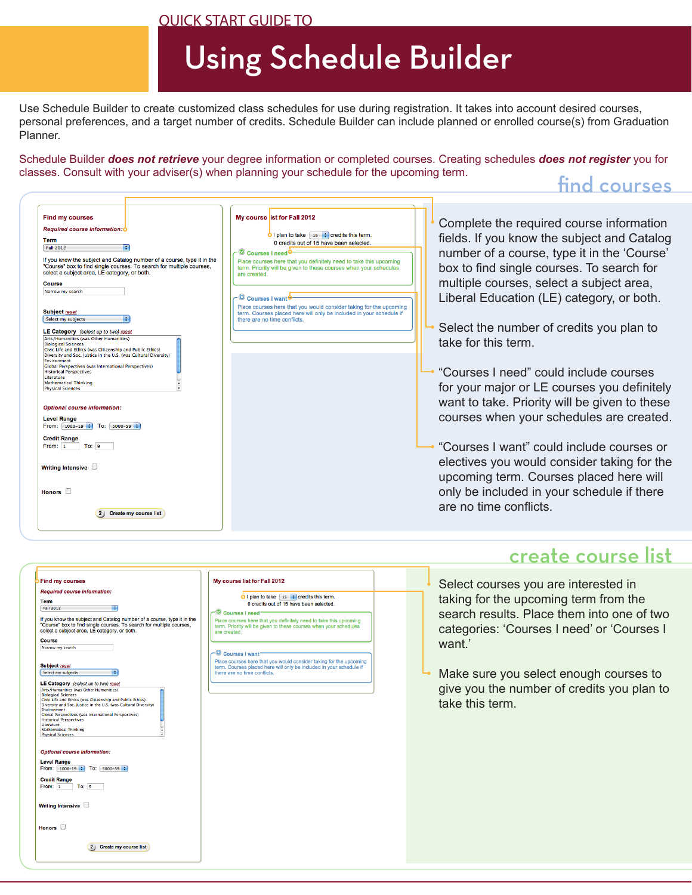QUICK START GUIDE TO

# Using Schedule Builder

Use Schedule Builder to create customized class schedules for use during registration. It takes into account desired courses, personal preferences, and a target number of credits. Schedule Builder can include planned or enrolled course(s) from Graduation Planner.

Schedule Builder ***does not retrieve*** your degree information or completed courses. Creating schedules ***does not register*** you for classes. Consult with your adviser(s) when planning your schedule for the upcoming term.

## find courses

Find my courses

*Required course information:*

Term
Fall 2012

If you know the subject and Catalog number of a course, type it in the "Course" box to find single courses. To search for multiple courses, select a subject area, LE category, or both.

Course
Narrow my search

Subject *reset*
Select my subjects

LE Category (select up to two) *reset*
Arts/Humanities (was Other Humanities)
Biological Sciences
Civic Life and Ethics (was Citizenship and Public Ethics)
Diversity and Soc. Justice in the U.S. (was Cultural Diversity)
Environment
Global Perspectives (was International Perspectives)
Historical Perspectives
Literature
Mathematical Thinking
Physical Sciences

*Optional course information:*

Level Range
From: 1000-19 To: 5000-59

Credit Range
From: 1 To: 9

Writing Intensive

Honors

2 Create my course list

My course list for Fall 2012

I plan to take 15 credits this term.
0 credits out of 15 have been selected.

Courses I need
Place courses here that you definitely need to take this upcoming term. Priority will be given to these courses when your schedules are created.

Courses I want
Place courses here that you would consider taking for the upcoming term. Courses placed here will only be included in your schedule if there are no time conflicts.

- Complete the required course information fields. If you know the subject and Catalog number of a course, type it in the 'Course' box to find single courses. To search for multiple courses, select a subject area, Liberal Education (LE) category, or both.
- Select the number of credits you plan to take for this term.
- "Courses I need" could include courses for your major or LE courses you definitely want to take. Priority will be given to these courses when your schedules are created.
- "Courses I want" could include courses or electives you would consider taking for the upcoming term. Courses placed here will only be included in your schedule if there are no time conflicts.

## create course list

- Select courses you are interested in taking for the upcoming term from the search results. Place them into one of two categories: 'Courses I need' or 'Courses I want.'
- Make sure you select enough courses to give you the number of credits you plan to take this term.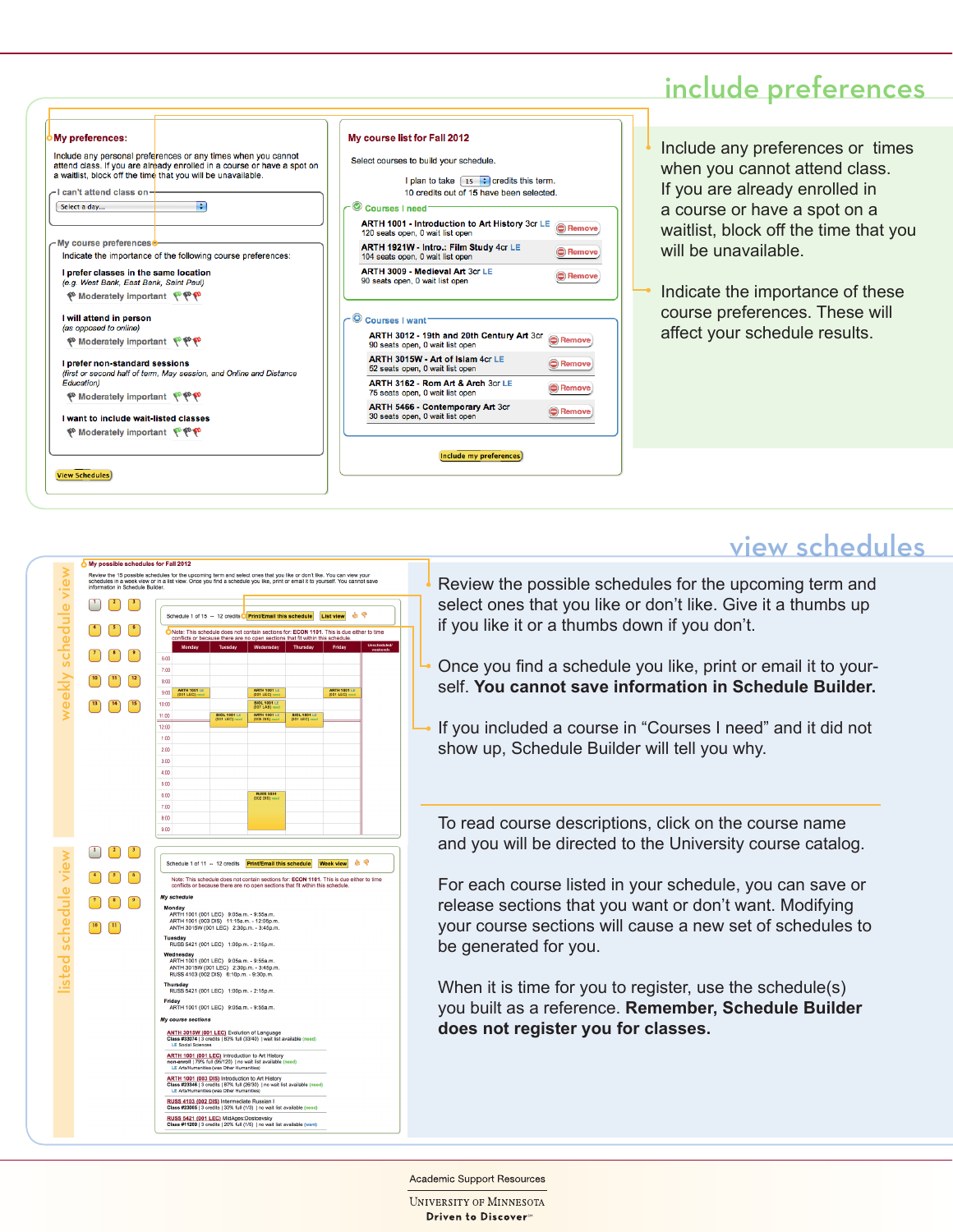## include preferences

### My preferences:

Include any personal preferences or any times when you cannot attend class. If you are already enrolled in a course or have a spot on a waitlist, block off the time that you will be unavailable.

I can't attend class on

Select a day...

My course preferences

Indicate the importance of the following course preferences:

**I prefer classes in the same location**
*(e.g. West Bank, East Bank, Saint Paul)*
Moderately important

**I will attend in person**
*(as opposed to online)*
Moderately important

**I prefer non-standard sessions**
*(first or second half of term, May session, and Online and Distance Education)*
Moderately important

**I want to include wait-listed classes**
Moderately important

View Schedules

### My course list for Fall 2012

Select courses to build your schedule.

I plan to take 15 credits this term.
10 credits out of 15 have been selected.

**Courses I need**

- **ARTH 1001 - Introduction to Art History** 3cr LE — 120 seats open, 0 wait list open — Remove
- **ARTH 1921W - Intro.: Film Study** 4cr LE — 104 seats open, 0 wait list open — Remove
- **ARTH 3009 - Medieval Art** 3cr LE — 90 seats open, 0 wait list open — Remove

**Courses I want**

- **ARTH 3012 - 19th and 20th Century Art** 3cr — 90 seats open, 0 wait list open — Remove
- **ARTH 3015W - Art of Islam** 4cr LE — 52 seats open, 0 wait list open — Remove
- **ARTH 3162 - Rom Art & Arch** 3cr LE — 75 seats open, 0 wait list open — Remove
- **ARTH 5466 - Contemporary Art** 3cr — 30 seats open, 0 wait list open — Remove

Include my preferences

Include any preferences or times when you cannot attend class. If you are already enrolled in a course or have a spot on a waitlist, block off the time that you will be unavailable.

Indicate the importance of these course preferences. These will affect your schedule results.

## view schedules

### weekly schedule view

My possible schedules for Fall 2012

Review the 15 possible schedules for the upcoming term and select ones that you like or don't like. You can view your schedules in a week view or in a list view. Once you find a schedule you like, print or email it to yourself. You cannot save information in Schedule Builder.

Schedule 1 of 15 -- 12 credits  Print/Email this schedule  List view

Note: This schedule does not contain sections for: ECON 1101. This is due either to time conflicts or because there are no open sections that fit within this schedule.

Monday | Tuesday | Wednesday | Thursday | Friday | Unscheduled/weekends

### listed schedule view

Schedule 1 of 11 -- 12 credits  Print/Email this schedule  Week view

Note: This schedule does not contain sections for: ECON 1101. This is due either to time conflicts or because there are no open sections that fit within this schedule.

**My schedule**

**Monday**
ARTH 1001 (001 LEC) 9:05a.m. - 9:55a.m.
ARTH 1001 (003 DIS) 11:15a.m. - 12:05p.m.
ARTH 3015W (001 LEC) 2:30p.m. - 3:45p.m.

**Tuesday**
RUSS 5421 (001 LEC) 1:00p.m. - 2:15p.m.

**Wednesday**
ARTH 1001 (001 LEC) 9:05a.m. - 9:55a.m.
ARTH 3015W (001 LEC) 2:30p.m. - 3:45p.m.
RUSS 4103 (002 DIS) 6:10p.m. - 9:30p.m.

**Thursday**
RUSS 5421 (001 LEC) 1:00p.m. - 2:15p.m.

**Friday**
ARTH 1001 (001 LEC) 9:05a.m. - 9:55a.m.

**My course sections**

- ARTH 3015W (001 LEC) Evolution of Language — Class #33074 | 3 credits | 83% full (33/40) | wait list available (need)
- ARTH 1001 (001 LEC) Introduction to Art History — non-enroll | 79% full (95/120) | no wait list available (need)
- ARTH 1001 (003 DIS) Introduction to Art History — Class #23346 | 3 credits | 67% full (20/30) | no wait list available (need)
- RUSS 4103 (002 DIS) Intermediate Russian I — Class #23065 | 3 credits | 33% full (1/3) | no wait list available (need)
- RUSS 5421 (001 LEC) MidAges:Dostoevsky — Class #11209 | 3 credits | 20% full (1/5) | no wait list available (want)

Review the possible schedules for the upcoming term and select ones that you like or don't like. Give it a thumbs up if you like it or a thumbs down if you don't.

Once you find a schedule you like, print or email it to yourself. **You cannot save information in Schedule Builder.**

If you included a course in "Courses I need" and it did not show up, Schedule Builder will tell you why.

To read course descriptions, click on the course name and you will be directed to the University course catalog.

For each course listed in your schedule, you can save or release sections that you want or don't want. Modifying your course sections will cause a new set of schedules to be generated for you.

When it is time for you to register, use the schedule(s) you built as a reference. **Remember, Schedule Builder does not register you for classes.**

Academic Support Resources

University of Minnesota
**Driven to Discover**℠